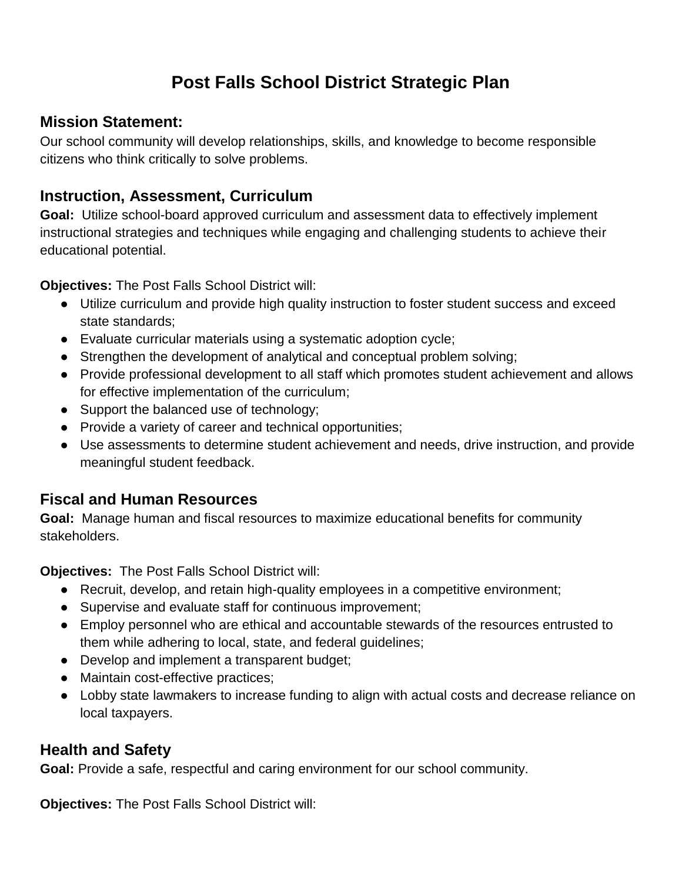# Post Falls School District Strategic Plan

## Mission Statement:

Our school community will develop relationships, skills, and knowledge to become responsible citizens who think critically to solve problems.

## Instruction, Assessment, Curriculum

**Goal:** Utilize school-board approved curriculum and assessment data to effectively implement instructional strategies and techniques while engaging and challenging students to achieve their educational potential.

**Objectives:** The Post Falls School District will:

- Utilize curriculum and provide high quality instruction to foster student success and exceed state standards;
- Evaluate curricular materials using a systematic adoption cycle;
- Strengthen the development of analytical and conceptual problem solving;
- Provide professional development to all staff which promotes student achievement and allows for effective implementation of the curriculum;
- Support the balanced use of technology;
- Provide a variety of career and technical opportunities;
- Use assessments to determine student achievement and needs, drive instruction, and provide meaningful student feedback.

## Fiscal and Human Resources

**Goal:** Manage human and fiscal resources to maximize educational benefits for community stakeholders.

**Objectives:** The Post Falls School District will:

- Recruit, develop, and retain high-quality employees in a competitive environment;
- Supervise and evaluate staff for continuous improvement;
- Employ personnel who are ethical and accountable stewards of the resources entrusted to them while adhering to local, state, and federal guidelines;
- Develop and implement a transparent budget;
- Maintain cost-effective practices;
- Lobby state lawmakers to increase funding to align with actual costs and decrease reliance on local taxpayers.

## Health and Safety

**Goal:** Provide a safe, respectful and caring environment for our school community.

**Objectives:** The Post Falls School District will: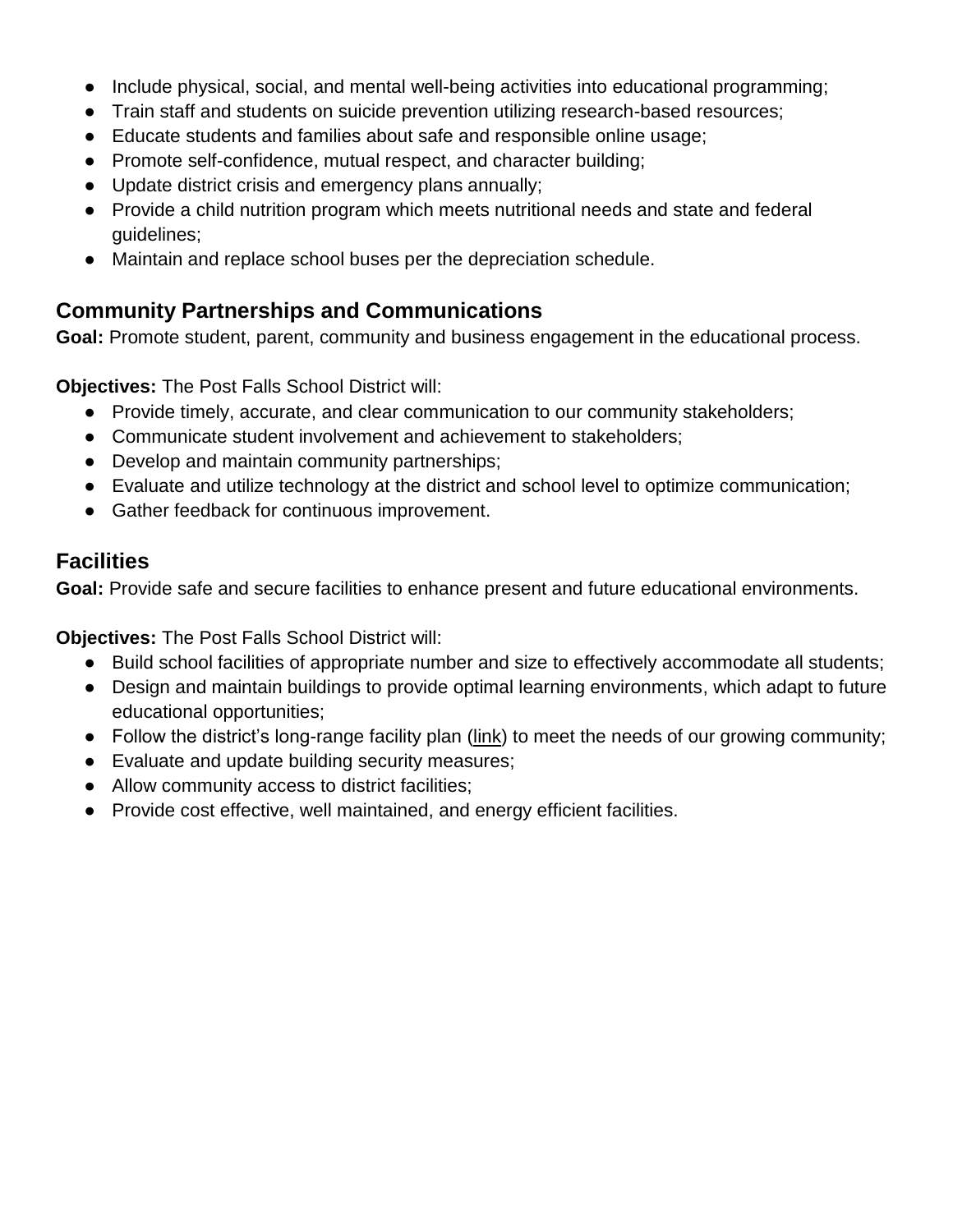- Include physical, social, and mental well-being activities into educational programming;
- Train staff and students on suicide prevention utilizing research-based resources;
- Educate students and families about safe and responsible online usage;
- Promote self-confidence, mutual respect, and character building;
- Update district crisis and emergency plans annually;
- Provide a child nutrition program which meets nutritional needs and state and federal guidelines;
- Maintain and replace school buses per the depreciation schedule.

## Community Partnerships and Communications

**Goal:** Promote student, parent, community and business engagement in the educational process.

**Objectives:** The Post Falls School District will:

- Provide timely, accurate, and clear communication to our community stakeholders;
- Communicate student involvement and achievement to stakeholders;
- Develop and maintain community partnerships;
- Evaluate and utilize technology at the district and school level to optimize communication;
- Gather feedback for continuous improvement.

## Facilities

**Goal:** Provide safe and secure facilities to enhance present and future educational environments.

**Objectives:** The Post Falls School District will:

- Build school facilities of appropriate number and size to effectively accommodate all students;
- Design and maintain buildings to provide optimal learning environments, which adapt to future educational opportunities;
- Follow the district's long-range facility plan (link) to meet the needs of our growing community;
- Evaluate and update building security measures;
- Allow community access to district facilities;
- Provide cost effective, well maintained, and energy efficient facilities.